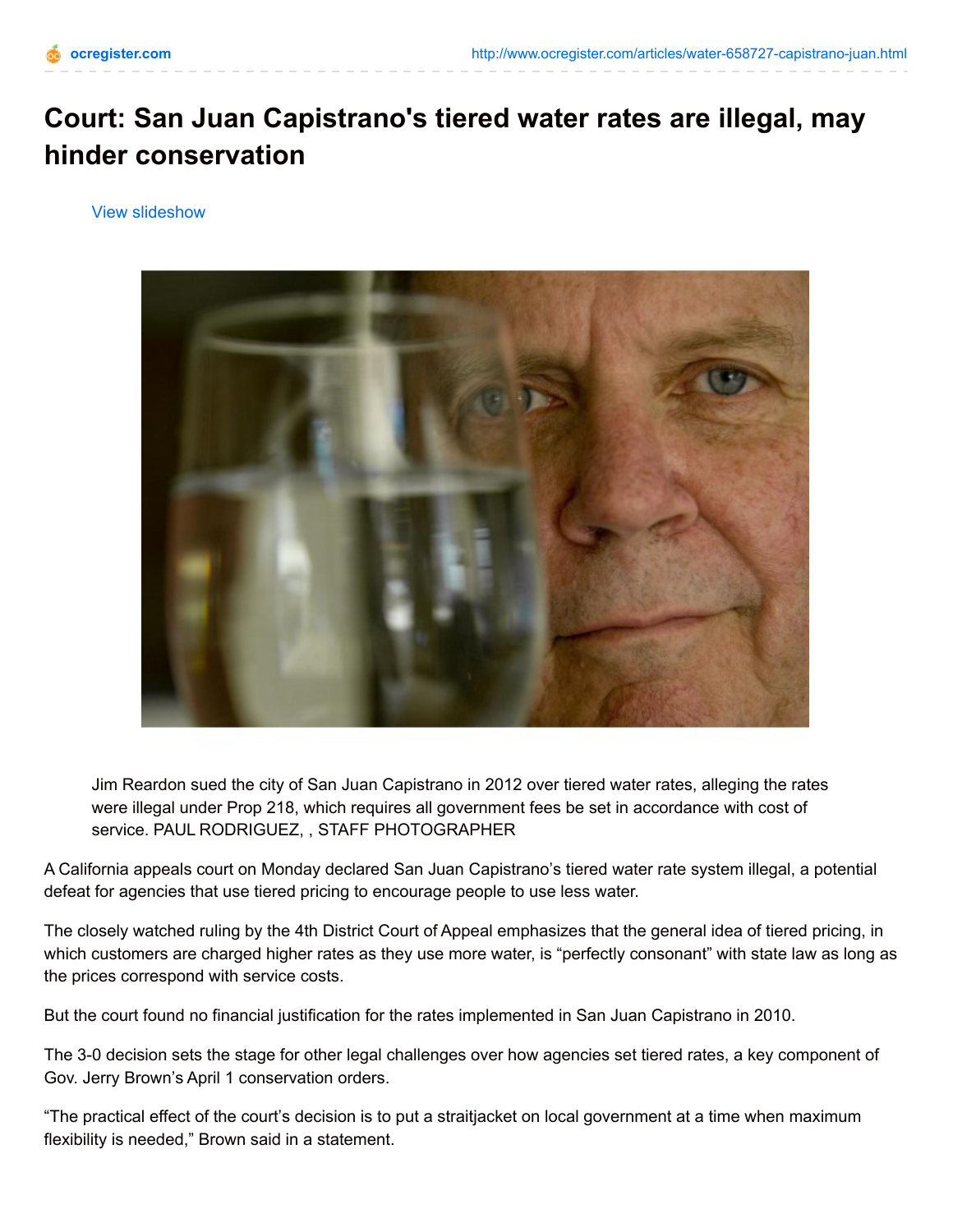# Court: San Juan Capistrano's tiered water rates are illegal, may hinder conservation

View slideshow

Jim Reardon sued the city of San Juan Capistrano in 2012 over tiered water rates, alleging the rates were illegal under Prop 218, which requires all government fees be set in accordance with cost of service. PAUL RODRIGUEZ, , STAFF PHOTOGRAPHER

A California appeals court on Monday declared San Juan Capistrano's tiered water rate system illegal, a potential defeat for agencies that use tiered pricing to encourage people to use less water.

The closely watched ruling by the 4th District Court of Appeal emphasizes that the general idea of tiered pricing, in which customers are charged higher rates as they use more water, is "perfectly consonant" with state law as long as the prices correspond with service costs.

But the court found no financial justification for the rates implemented in San Juan Capistrano in 2010.

The 3-0 decision sets the stage for other legal challenges over how agencies set tiered rates, a key component of Gov. Jerry Brown's April 1 conservation orders.

"The practical effect of the court's decision is to put a straitjacket on local government at a time when maximum flexibility is needed," Brown said in a statement.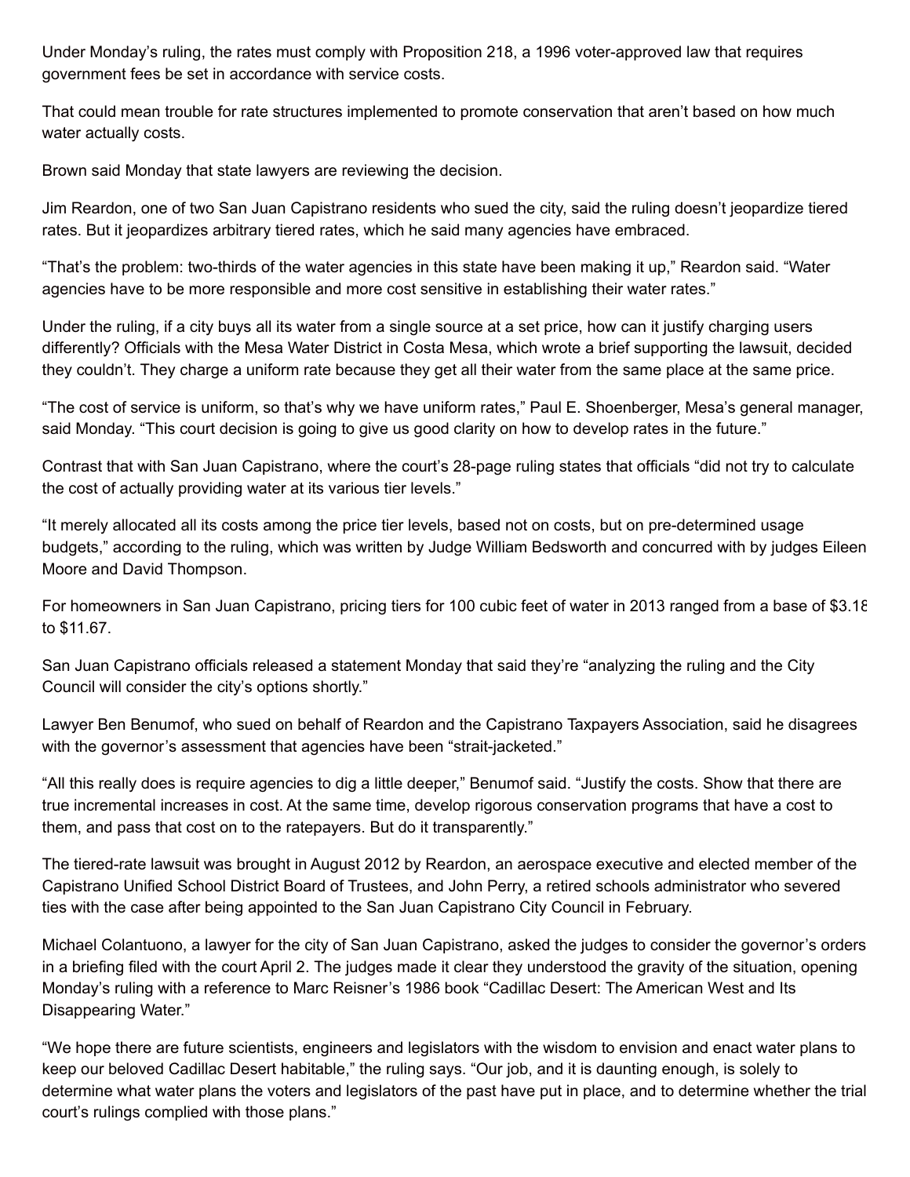Under Monday's ruling, the rates must comply with Proposition 218, a 1996 voter-approved law that requires government fees be set in accordance with service costs.

That could mean trouble for rate structures implemented to promote conservation that aren't based on how much water actually costs.

Brown said Monday that state lawyers are reviewing the decision.

Jim Reardon, one of two San Juan Capistrano residents who sued the city, said the ruling doesn't jeopardize tiered rates. But it jeopardizes arbitrary tiered rates, which he said many agencies have embraced.

"That's the problem: two-thirds of the water agencies in this state have been making it up," Reardon said. "Water agencies have to be more responsible and more cost sensitive in establishing their water rates."

Under the ruling, if a city buys all its water from a single source at a set price, how can it justify charging users differently? Officials with the Mesa Water District in Costa Mesa, which wrote a brief supporting the lawsuit, decided they couldn't. They charge a uniform rate because they get all their water from the same place at the same price.

"The cost of service is uniform, so that's why we have uniform rates," Paul E. Shoenberger, Mesa's general manager, said Monday. "This court decision is going to give us good clarity on how to develop rates in the future."

Contrast that with San Juan Capistrano, where the court's 28-page ruling states that officials "did not try to calculate the cost of actually providing water at its various tier levels."

"It merely allocated all its costs among the price tier levels, based not on costs, but on pre-determined usage budgets," according to the ruling, which was written by Judge William Bedsworth and concurred with by judges Eileen Moore and David Thompson.

For homeowners in San Juan Capistrano, pricing tiers for 100 cubic feet of water in 2013 ranged from a base of $3.18 to $11.67.

San Juan Capistrano officials released a statement Monday that said they're "analyzing the ruling and the City Council will consider the city's options shortly."

Lawyer Ben Benumof, who sued on behalf of Reardon and the Capistrano Taxpayers Association, said he disagrees with the governor's assessment that agencies have been "strait-jacketed."

"All this really does is require agencies to dig a little deeper," Benumof said. "Justify the costs. Show that there are true incremental increases in cost. At the same time, develop rigorous conservation programs that have a cost to them, and pass that cost on to the ratepayers. But do it transparently."

The tiered-rate lawsuit was brought in August 2012 by Reardon, an aerospace executive and elected member of the Capistrano Unified School District Board of Trustees, and John Perry, a retired schools administrator who severed ties with the case after being appointed to the San Juan Capistrano City Council in February.

Michael Colantuono, a lawyer for the city of San Juan Capistrano, asked the judges to consider the governor's orders in a briefing filed with the court April 2. The judges made it clear they understood the gravity of the situation, opening Monday's ruling with a reference to Marc Reisner's 1986 book "Cadillac Desert: The American West and Its Disappearing Water."

"We hope there are future scientists, engineers and legislators with the wisdom to envision and enact water plans to keep our beloved Cadillac Desert habitable," the ruling says. "Our job, and it is daunting enough, is solely to determine what water plans the voters and legislators of the past have put in place, and to determine whether the trial court's rulings complied with those plans."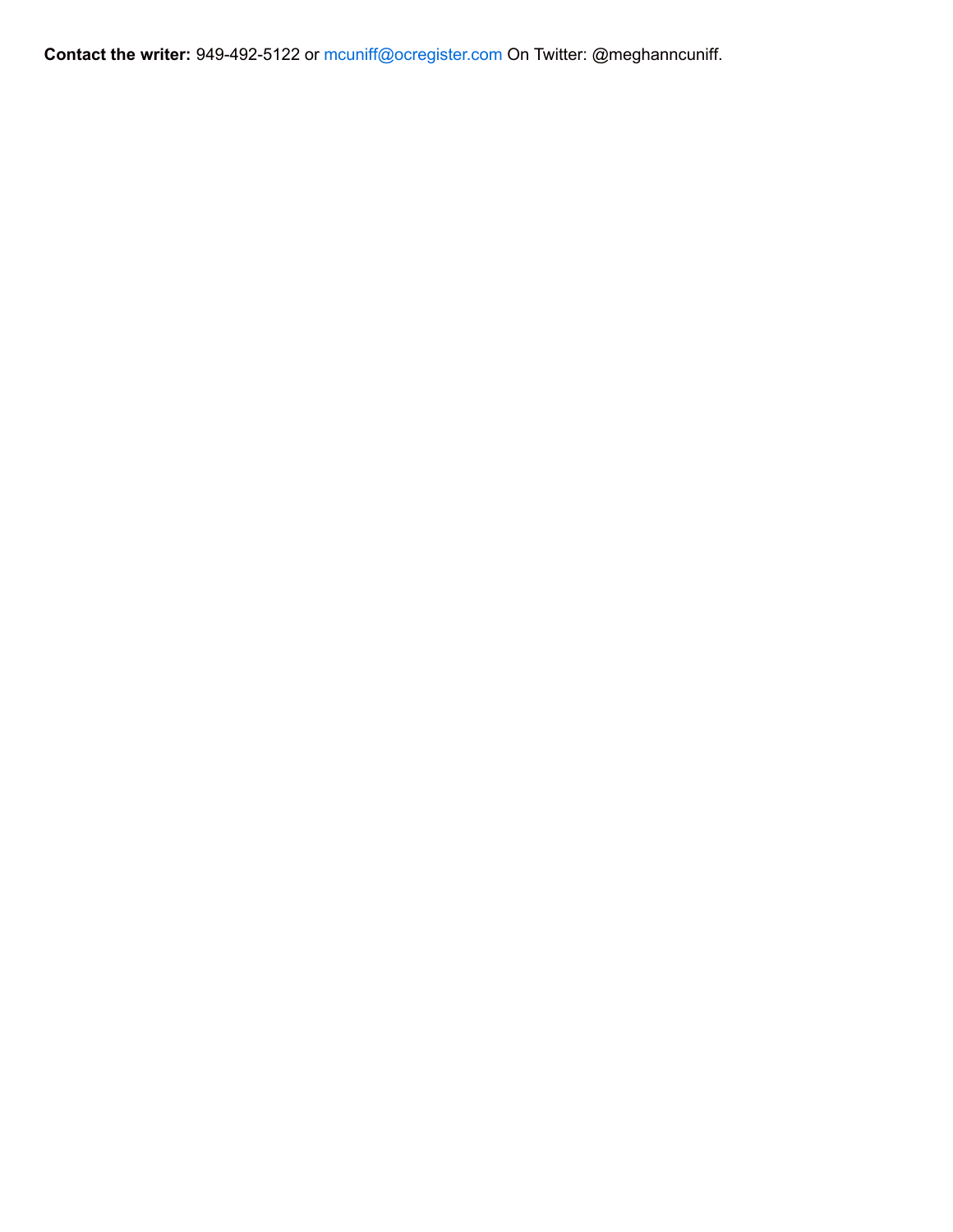**Contact the writer:** 949-492-5122 or mcuniff@ocregister.com On Twitter: @meghanncuniff.